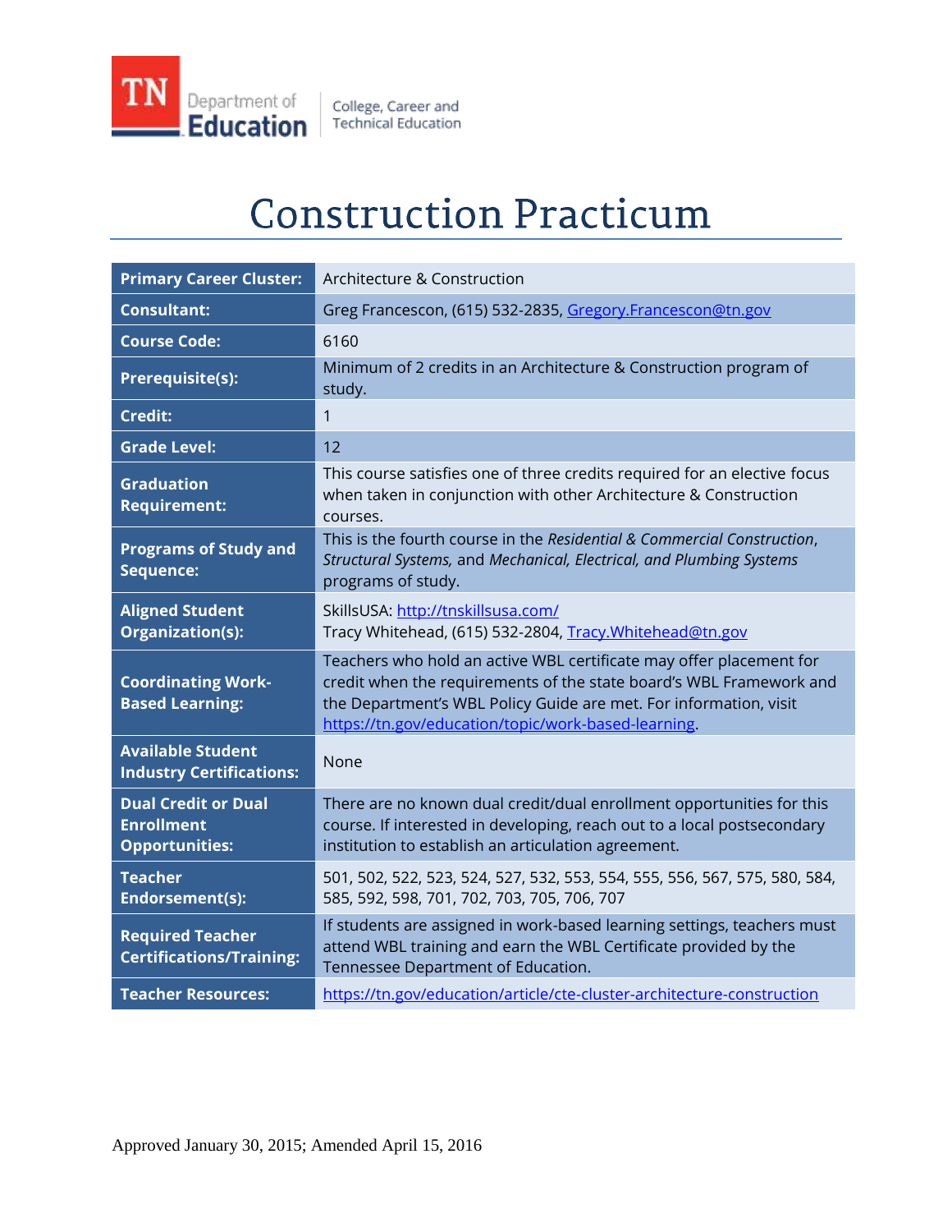TN Department of Education | College, Career and Technical Education

# Construction Practicum

| | |
|---|---|
| **Primary Career Cluster:** | Architecture & Construction |
| **Consultant:** | Greg Francescon, (615) 532-2835, Gregory.Francescon@tn.gov |
| **Course Code:** | 6160 |
| **Prerequisite(s):** | Minimum of 2 credits in an Architecture & Construction program of study. |
| **Credit:** | 1 |
| **Grade Level:** | 12 |
| **Graduation Requirement:** | This course satisfies one of three credits required for an elective focus when taken in conjunction with other Architecture & Construction courses. |
| **Programs of Study and Sequence:** | This is the fourth course in the *Residential & Commercial Construction*, *Structural Systems,* and *Mechanical, Electrical, and Plumbing Systems* programs of study. |
| **Aligned Student Organization(s):** | SkillsUSA: http://tnskillsusa.com/ <br> Tracy Whitehead, (615) 532-2804, Tracy.Whitehead@tn.gov |
| **Coordinating Work-Based Learning:** | Teachers who hold an active WBL certificate may offer placement for credit when the requirements of the state board's WBL Framework and the Department's WBL Policy Guide are met. For information, visit https://tn.gov/education/topic/work-based-learning. |
| **Available Student Industry Certifications:** | None |
| **Dual Credit or Dual Enrollment Opportunities:** | There are no known dual credit/dual enrollment opportunities for this course. If interested in developing, reach out to a local postsecondary institution to establish an articulation agreement. |
| **Teacher Endorsement(s):** | 501, 502, 522, 523, 524, 527, 532, 553, 554, 555, 556, 567, 575, 580, 584, 585, 592, 598, 701, 702, 703, 705, 706, 707 |
| **Required Teacher Certifications/Training:** | If students are assigned in work-based learning settings, teachers must attend WBL training and earn the WBL Certificate provided by the Tennessee Department of Education. |
| **Teacher Resources:** | https://tn.gov/education/article/cte-cluster-architecture-construction |

Approved January 30, 2015; Amended April 15, 2016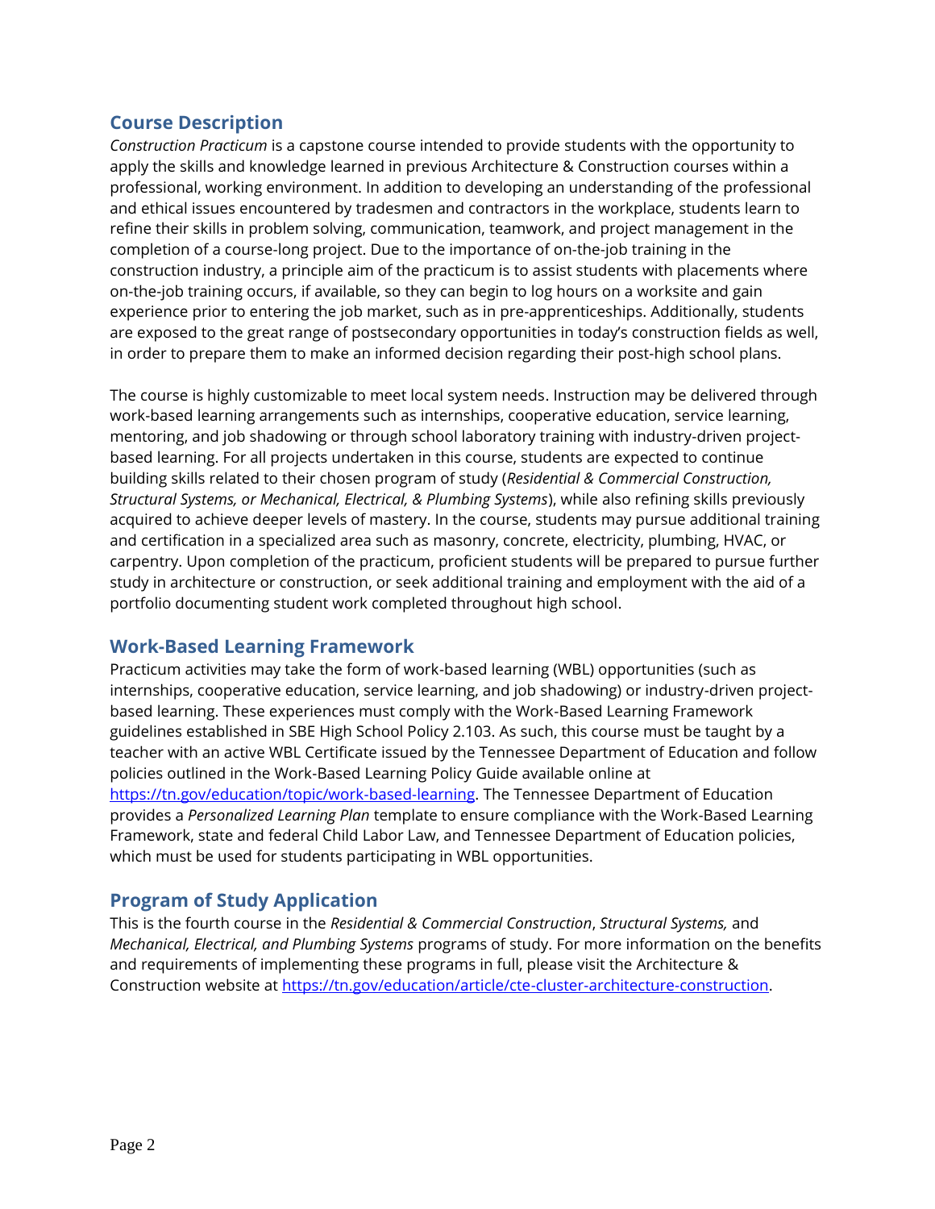## Course Description

*Construction Practicum* is a capstone course intended to provide students with the opportunity to apply the skills and knowledge learned in previous Architecture & Construction courses within a professional, working environment. In addition to developing an understanding of the professional and ethical issues encountered by tradesmen and contractors in the workplace, students learn to refine their skills in problem solving, communication, teamwork, and project management in the completion of a course-long project. Due to the importance of on-the-job training in the construction industry, a principle aim of the practicum is to assist students with placements where on-the-job training occurs, if available, so they can begin to log hours on a worksite and gain experience prior to entering the job market, such as in pre-apprenticeships. Additionally, students are exposed to the great range of postsecondary opportunities in today's construction fields as well, in order to prepare them to make an informed decision regarding their post-high school plans.

The course is highly customizable to meet local system needs. Instruction may be delivered through work-based learning arrangements such as internships, cooperative education, service learning, mentoring, and job shadowing or through school laboratory training with industry-driven project-based learning. For all projects undertaken in this course, students are expected to continue building skills related to their chosen program of study (*Residential & Commercial Construction, Structural Systems, or Mechanical, Electrical, & Plumbing Systems*), while also refining skills previously acquired to achieve deeper levels of mastery. In the course, students may pursue additional training and certification in a specialized area such as masonry, concrete, electricity, plumbing, HVAC, or carpentry. Upon completion of the practicum, proficient students will be prepared to pursue further study in architecture or construction, or seek additional training and employment with the aid of a portfolio documenting student work completed throughout high school.

## Work-Based Learning Framework

Practicum activities may take the form of work-based learning (WBL) opportunities (such as internships, cooperative education, service learning, and job shadowing) or industry-driven project-based learning. These experiences must comply with the Work-Based Learning Framework guidelines established in SBE High School Policy 2.103. As such, this course must be taught by a teacher with an active WBL Certificate issued by the Tennessee Department of Education and follow policies outlined in the Work-Based Learning Policy Guide available online at [https://tn.gov/education/topic/work-based-learning](https://tn.gov/education/topic/work-based-learning). The Tennessee Department of Education provides a *Personalized Learning Plan* template to ensure compliance with the Work-Based Learning Framework, state and federal Child Labor Law, and Tennessee Department of Education policies, which must be used for students participating in WBL opportunities.

## Program of Study Application

This is the fourth course in the *Residential & Commercial Construction*, *Structural Systems,* and *Mechanical, Electrical, and Plumbing Systems* programs of study. For more information on the benefits and requirements of implementing these programs in full, please visit the Architecture & Construction website at [https://tn.gov/education/article/cte-cluster-architecture-construction](https://tn.gov/education/article/cte-cluster-architecture-construction).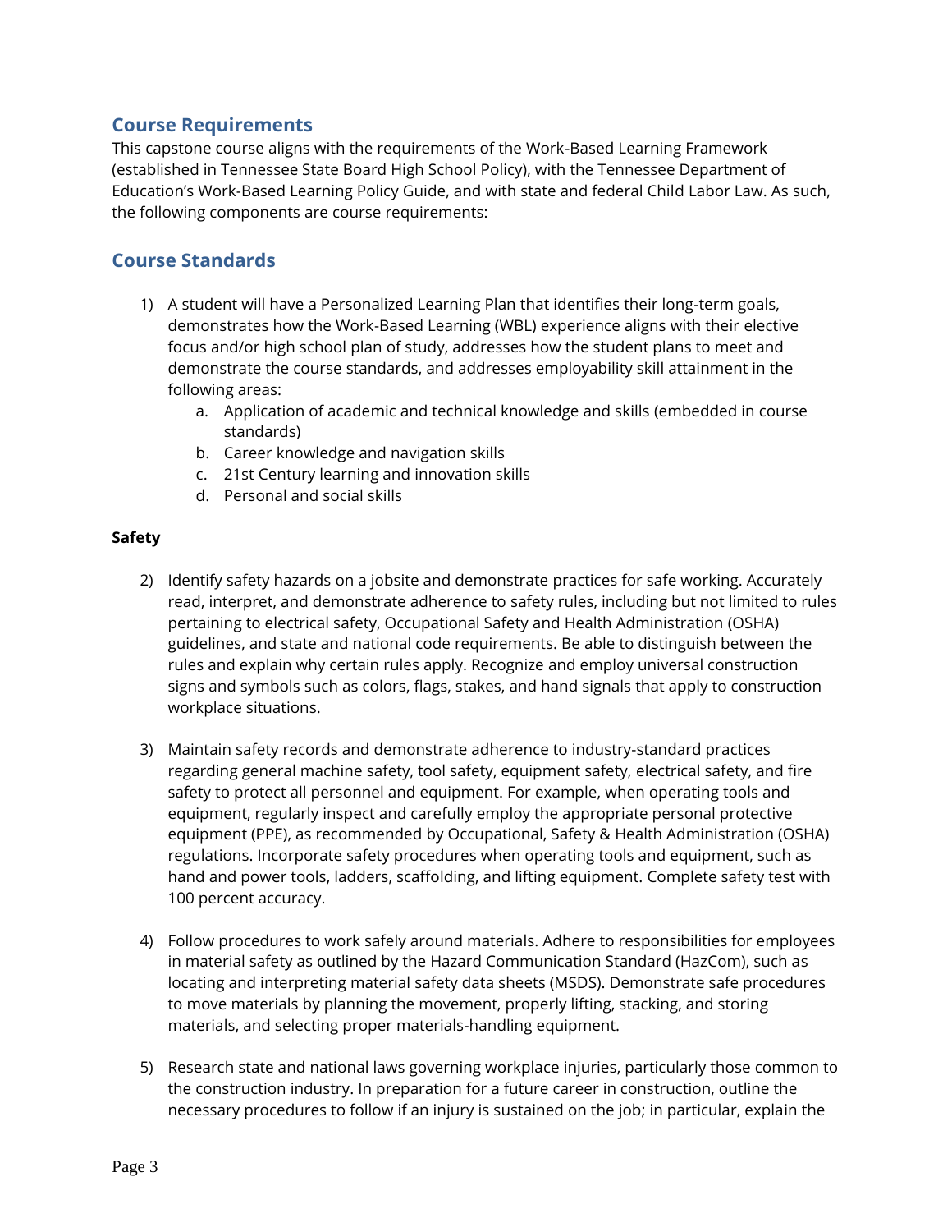## Course Requirements

This capstone course aligns with the requirements of the Work-Based Learning Framework (established in Tennessee State Board High School Policy), with the Tennessee Department of Education's Work-Based Learning Policy Guide, and with state and federal Child Labor Law. As such, the following components are course requirements:

## Course Standards

1) A student will have a Personalized Learning Plan that identifies their long-term goals, demonstrates how the Work-Based Learning (WBL) experience aligns with their elective focus and/or high school plan of study, addresses how the student plans to meet and demonstrate the course standards, and addresses employability skill attainment in the following areas:
   a. Application of academic and technical knowledge and skills (embedded in course standards)
   b. Career knowledge and navigation skills
   c. 21st Century learning and innovation skills
   d. Personal and social skills

**Safety**

2) Identify safety hazards on a jobsite and demonstrate practices for safe working. Accurately read, interpret, and demonstrate adherence to safety rules, including but not limited to rules pertaining to electrical safety, Occupational Safety and Health Administration (OSHA) guidelines, and state and national code requirements. Be able to distinguish between the rules and explain why certain rules apply. Recognize and employ universal construction signs and symbols such as colors, flags, stakes, and hand signals that apply to construction workplace situations.

3) Maintain safety records and demonstrate adherence to industry-standard practices regarding general machine safety, tool safety, equipment safety, electrical safety, and fire safety to protect all personnel and equipment. For example, when operating tools and equipment, regularly inspect and carefully employ the appropriate personal protective equipment (PPE), as recommended by Occupational, Safety & Health Administration (OSHA) regulations. Incorporate safety procedures when operating tools and equipment, such as hand and power tools, ladders, scaffolding, and lifting equipment. Complete safety test with 100 percent accuracy.

4) Follow procedures to work safely around materials. Adhere to responsibilities for employees in material safety as outlined by the Hazard Communication Standard (HazCom), such as locating and interpreting material safety data sheets (MSDS). Demonstrate safe procedures to move materials by planning the movement, properly lifting, stacking, and storing materials, and selecting proper materials-handling equipment.

5) Research state and national laws governing workplace injuries, particularly those common to the construction industry. In preparation for a future career in construction, outline the necessary procedures to follow if an injury is sustained on the job; in particular, explain the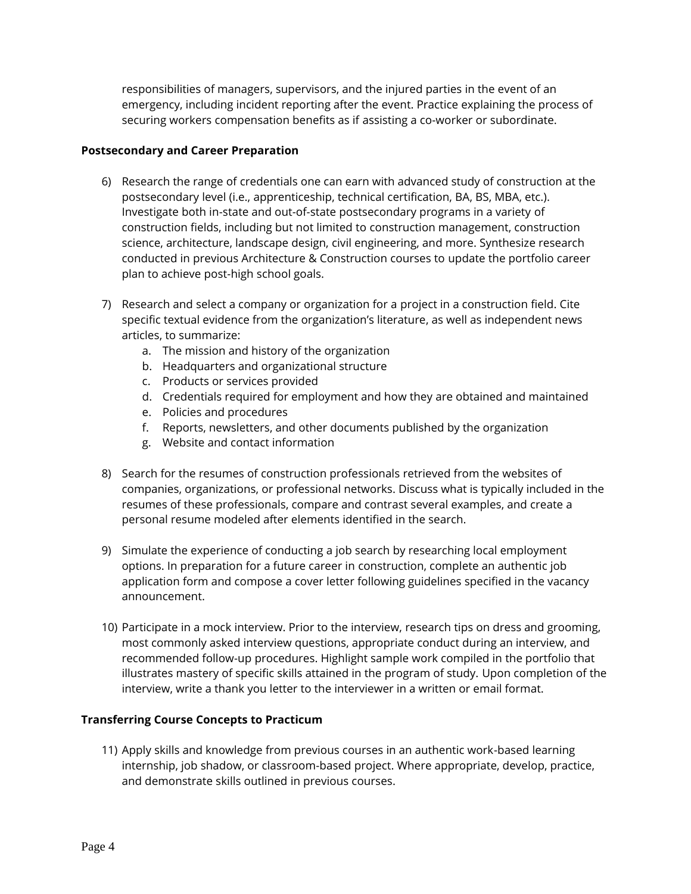responsibilities of managers, supervisors, and the injured parties in the event of an emergency, including incident reporting after the event. Practice explaining the process of securing workers compensation benefits as if assisting a co-worker or subordinate.

**Postsecondary and Career Preparation**

6) Research the range of credentials one can earn with advanced study of construction at the postsecondary level (i.e., apprenticeship, technical certification, BA, BS, MBA, etc.). Investigate both in-state and out-of-state postsecondary programs in a variety of construction fields, including but not limited to construction management, construction science, architecture, landscape design, civil engineering, and more. Synthesize research conducted in previous Architecture & Construction courses to update the portfolio career plan to achieve post-high school goals.

7) Research and select a company or organization for a project in a construction field. Cite specific textual evidence from the organization's literature, as well as independent news articles, to summarize:
   a. The mission and history of the organization
   b. Headquarters and organizational structure
   c. Products or services provided
   d. Credentials required for employment and how they are obtained and maintained
   e. Policies and procedures
   f. Reports, newsletters, and other documents published by the organization
   g. Website and contact information

8) Search for the resumes of construction professionals retrieved from the websites of companies, organizations, or professional networks. Discuss what is typically included in the resumes of these professionals, compare and contrast several examples, and create a personal resume modeled after elements identified in the search.

9) Simulate the experience of conducting a job search by researching local employment options. In preparation for a future career in construction, complete an authentic job application form and compose a cover letter following guidelines specified in the vacancy announcement.

10) Participate in a mock interview. Prior to the interview, research tips on dress and grooming, most commonly asked interview questions, appropriate conduct during an interview, and recommended follow-up procedures. Highlight sample work compiled in the portfolio that illustrates mastery of specific skills attained in the program of study. Upon completion of the interview, write a thank you letter to the interviewer in a written or email format.

**Transferring Course Concepts to Practicum**

11) Apply skills and knowledge from previous courses in an authentic work-based learning internship, job shadow, or classroom-based project. Where appropriate, develop, practice, and demonstrate skills outlined in previous courses.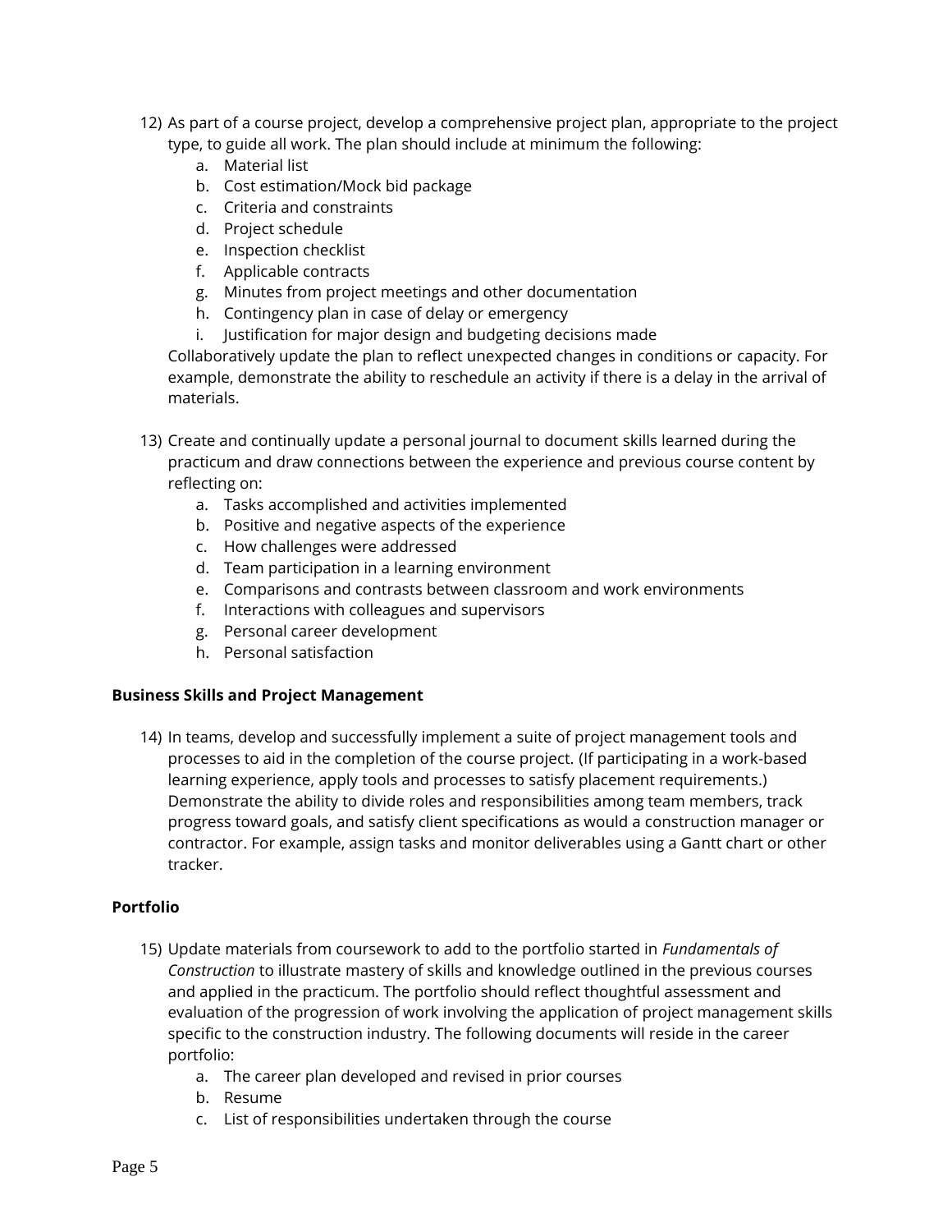12) As part of a course project, develop a comprehensive project plan, appropriate to the project type, to guide all work. The plan should include at minimum the following:
    a. Material list
    b. Cost estimation/Mock bid package
    c. Criteria and constraints
    d. Project schedule
    e. Inspection checklist
    f. Applicable contracts
    g. Minutes from project meetings and other documentation
    h. Contingency plan in case of delay or emergency
    i. Justification for major design and budgeting decisions made

    Collaboratively update the plan to reflect unexpected changes in conditions or capacity. For example, demonstrate the ability to reschedule an activity if there is a delay in the arrival of materials.

13) Create and continually update a personal journal to document skills learned during the practicum and draw connections between the experience and previous course content by reflecting on:
    a. Tasks accomplished and activities implemented
    b. Positive and negative aspects of the experience
    c. How challenges were addressed
    d. Team participation in a learning environment
    e. Comparisons and contrasts between classroom and work environments
    f. Interactions with colleagues and supervisors
    g. Personal career development
    h. Personal satisfaction

**Business Skills and Project Management**

14) In teams, develop and successfully implement a suite of project management tools and processes to aid in the completion of the course project. (If participating in a work-based learning experience, apply tools and processes to satisfy placement requirements.) Demonstrate the ability to divide roles and responsibilities among team members, track progress toward goals, and satisfy client specifications as would a construction manager or contractor. For example, assign tasks and monitor deliverables using a Gantt chart or other tracker.

**Portfolio**

15) Update materials from coursework to add to the portfolio started in *Fundamentals of Construction* to illustrate mastery of skills and knowledge outlined in the previous courses and applied in the practicum. The portfolio should reflect thoughtful assessment and evaluation of the progression of work involving the application of project management skills specific to the construction industry. The following documents will reside in the career portfolio:
    a. The career plan developed and revised in prior courses
    b. Resume
    c. List of responsibilities undertaken through the course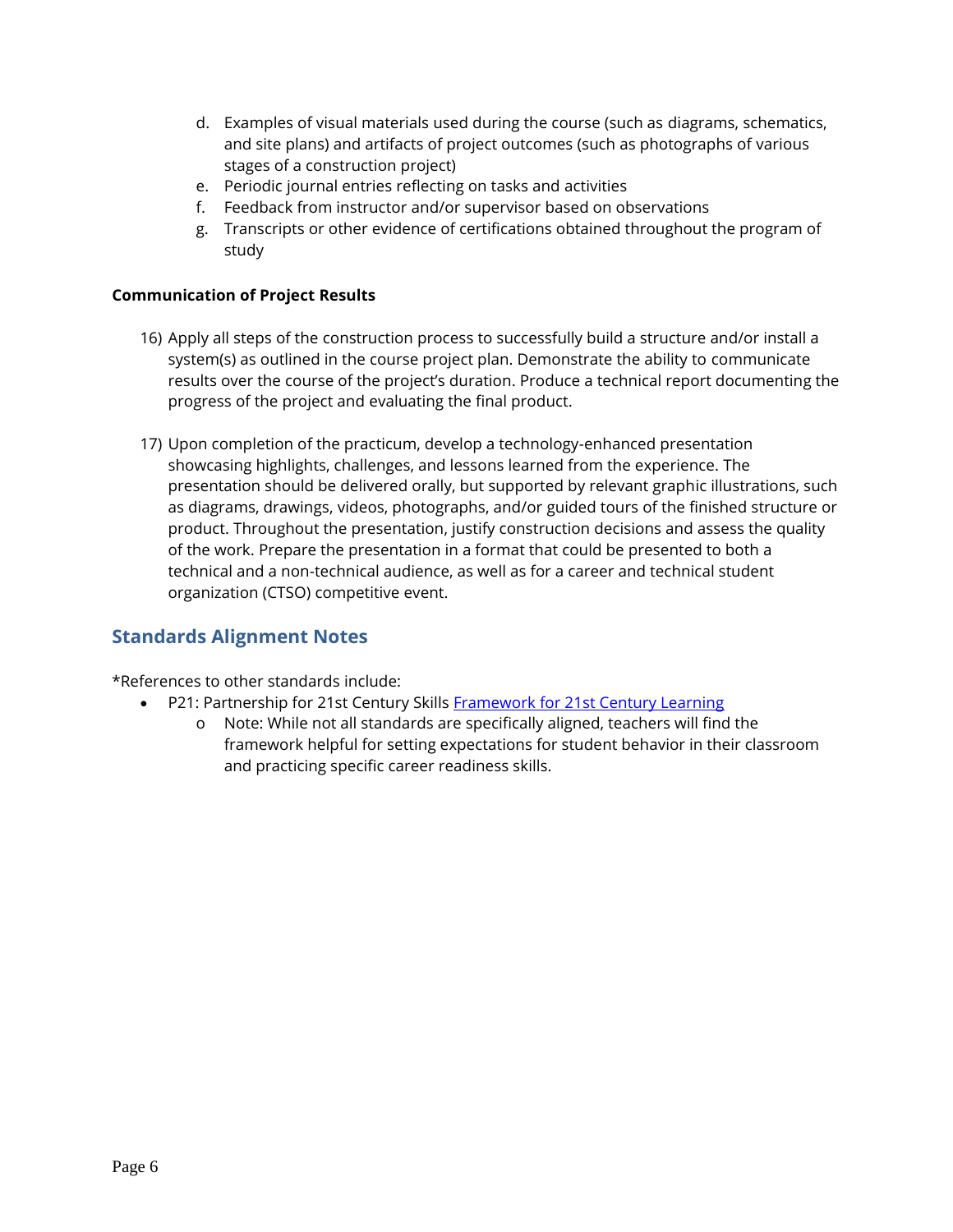d. Examples of visual materials used during the course (such as diagrams, schematics, and site plans) and artifacts of project outcomes (such as photographs of various stages of a construction project)
e. Periodic journal entries reflecting on tasks and activities
f. Feedback from instructor and/or supervisor based on observations
g. Transcripts or other evidence of certifications obtained throughout the program of study

**Communication of Project Results**

16) Apply all steps of the construction process to successfully build a structure and/or install a system(s) as outlined in the course project plan. Demonstrate the ability to communicate results over the course of the project's duration. Produce a technical report documenting the progress of the project and evaluating the final product.

17) Upon completion of the practicum, develop a technology-enhanced presentation showcasing highlights, challenges, and lessons learned from the experience. The presentation should be delivered orally, but supported by relevant graphic illustrations, such as diagrams, drawings, videos, photographs, and/or guided tours of the finished structure or product. Throughout the presentation, justify construction decisions and assess the quality of the work. Prepare the presentation in a format that could be presented to both a technical and a non-technical audience, as well as for a career and technical student organization (CTSO) competitive event.

## Standards Alignment Notes

*References to other standards include:

- P21: Partnership for 21st Century Skills [Framework for 21st Century Learning]
    - Note: While not all standards are specifically aligned, teachers will find the framework helpful for setting expectations for student behavior in their classroom and practicing specific career readiness skills.